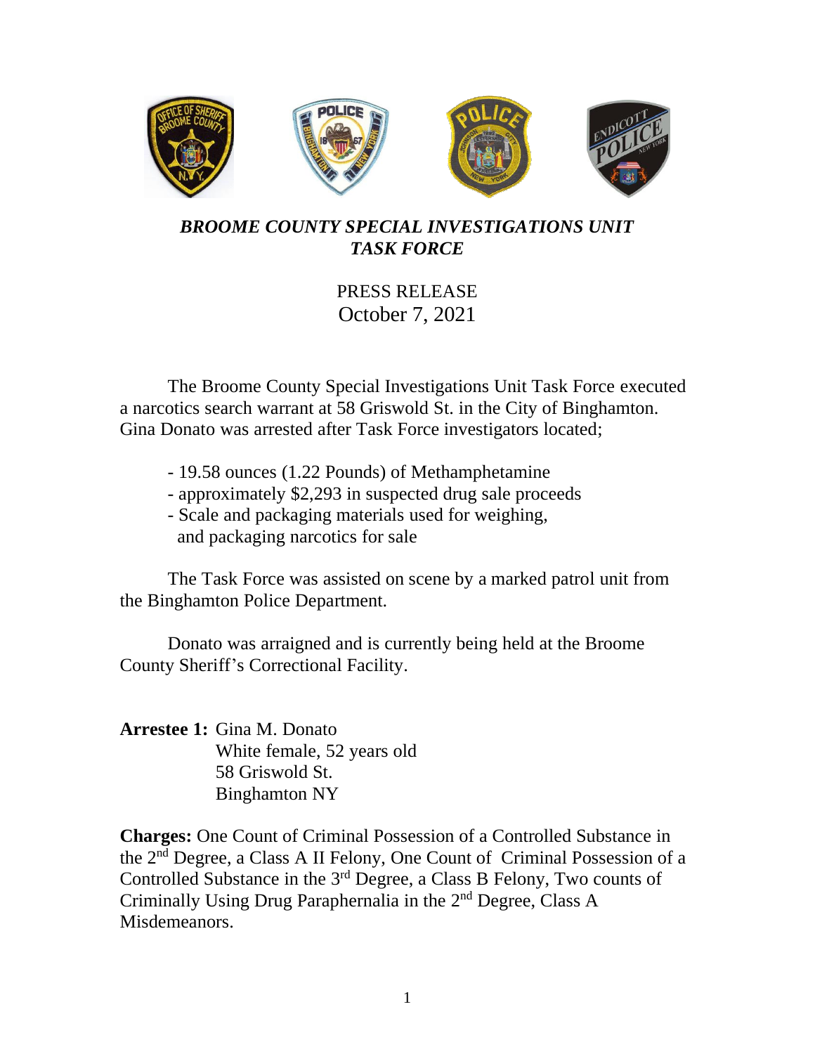***BROOME COUNTY SPECIAL INVESTIGATIONS UNIT TASK FORCE***

PRESS RELEASE
October 7, 2021

The Broome County Special Investigations Unit Task Force executed a narcotics search warrant at 58 Griswold St. in the City of Binghamton. Gina Donato was arrested after Task Force investigators located;

- 19.58 ounces (1.22 Pounds) of Methamphetamine
- approximately $2,293 in suspected drug sale proceeds
- Scale and packaging materials used for weighing, and packaging narcotics for sale

The Task Force was assisted on scene by a marked patrol unit from the Binghamton Police Department.

Donato was arraigned and is currently being held at the Broome County Sheriff's Correctional Facility.

**Arrestee 1:** Gina M. Donato
White female, 52 years old
58 Griswold St.
Binghamton NY

**Charges:** One Count of Criminal Possession of a Controlled Substance in the 2nd Degree, a Class A II Felony, One Count of Criminal Possession of a Controlled Substance in the 3rd Degree, a Class B Felony, Two counts of Criminally Using Drug Paraphernalia in the 2nd Degree, Class A Misdemeanors.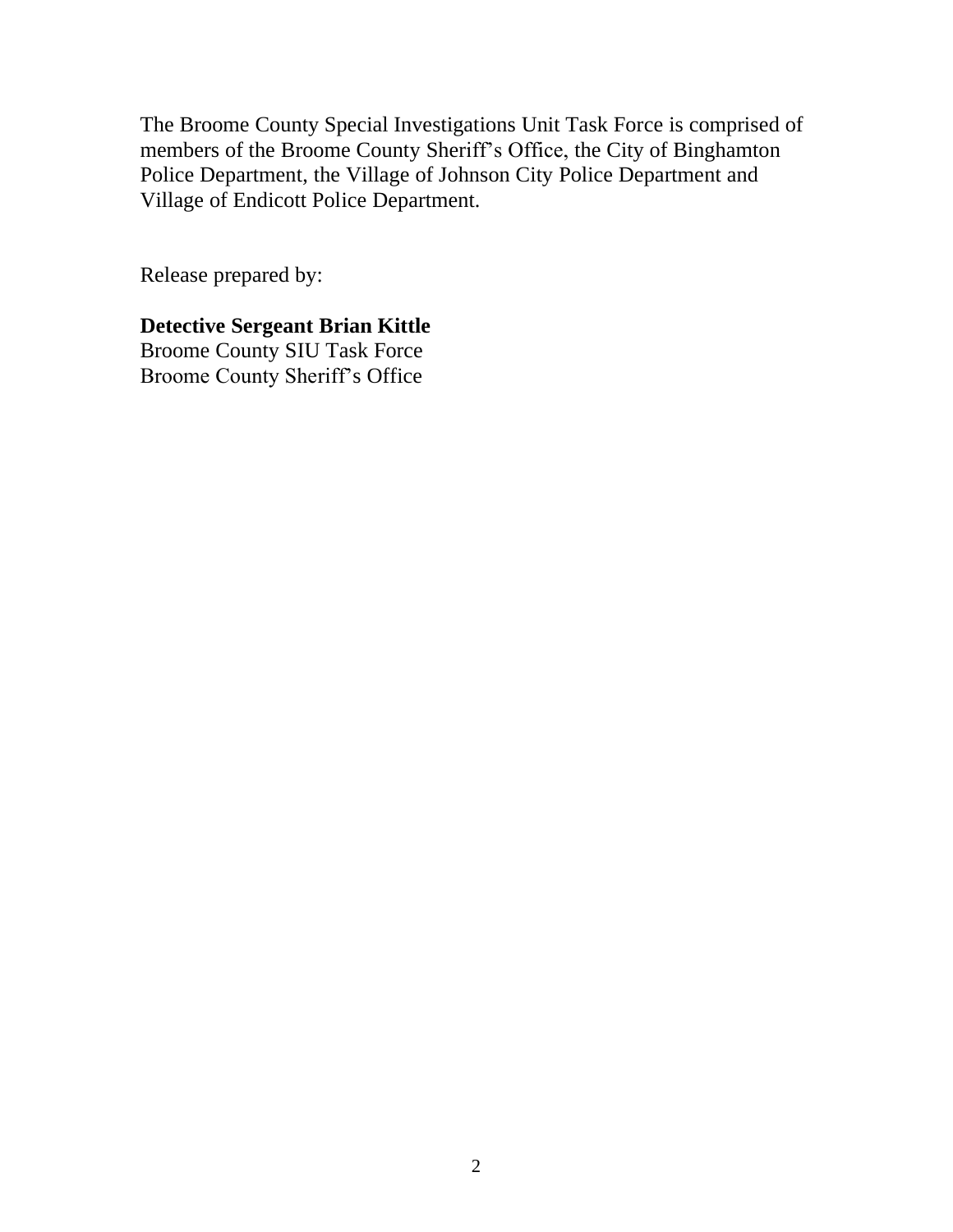The Broome County Special Investigations Unit Task Force is comprised of members of the Broome County Sheriff's Office, the City of Binghamton Police Department, the Village of Johnson City Police Department and Village of Endicott Police Department.

Release prepared by:

**Detective Sergeant Brian Kittle**
Broome County SIU Task Force
Broome County Sheriff's Office